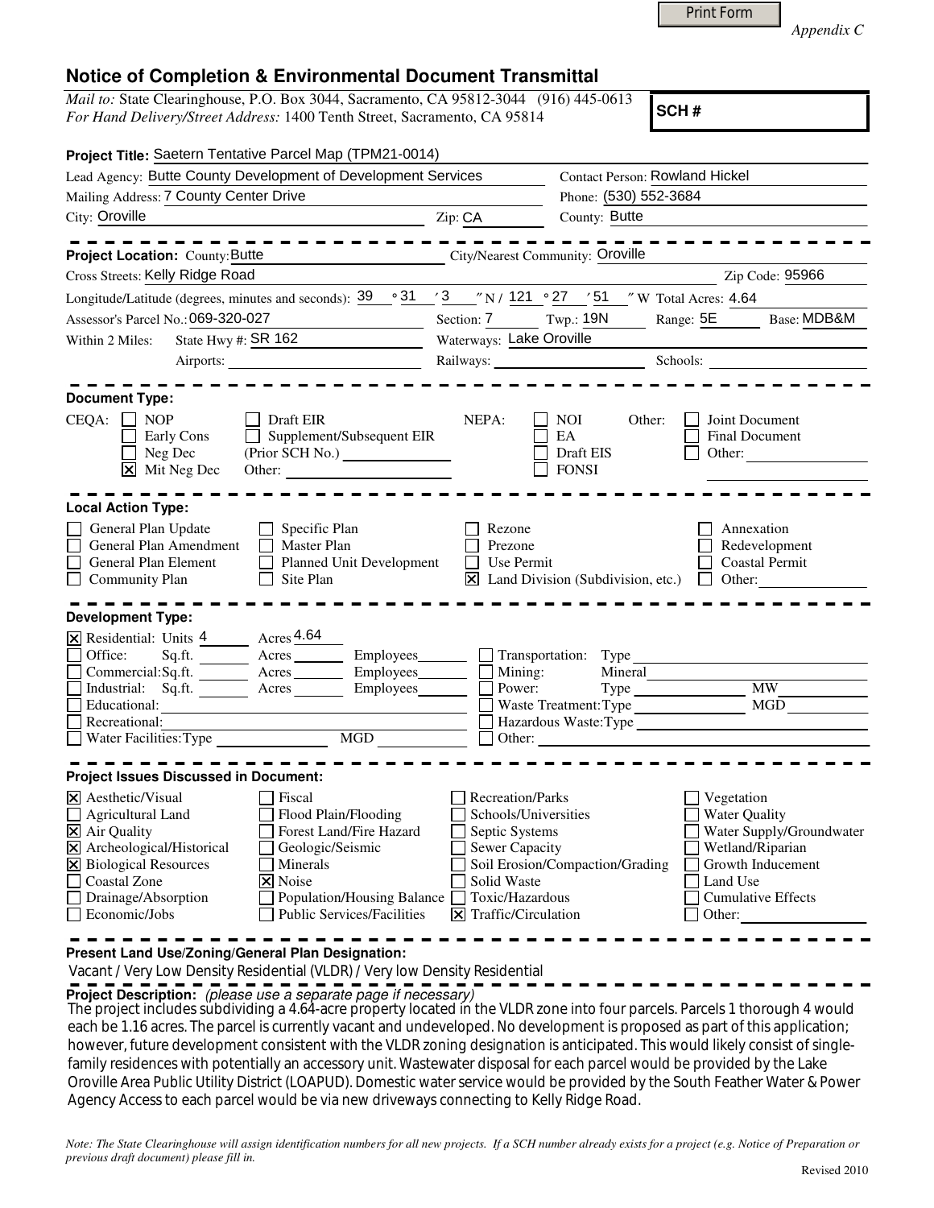Appendix C

# Notice of Completion & Environmental Document Transmittal

*Mail to:* State Clearinghouse, P.O. Box 3044, Sacramento, CA 95812-3044 (916) 445-0613
*For Hand Delivery/Street Address:* 1400 Tenth Street, Sacramento, CA 95814

**SCH #**

**Project Title:** Saetern Tentative Parcel Map (TPM21-0014)

Lead Agency: Butte County Development of Development Services
Contact Person: Rowland Hickel
Mailing Address: 7 County Center Drive
Phone: (530) 552-3684
City: Oroville
Zip: CA
County: Butte

---

**Project Location:** County: Butte
City/Nearest Community: Oroville
Cross Streets: Kelly Ridge Road
Zip Code: 95966
Longitude/Latitude (degrees, minutes and seconds): 39 ° 31 ′ 3 ″ N / 121 ° 27 ′ 51 ″ W Total Acres: 4.64
Assessor's Parcel No.: 069-320-027
Section: 7 Twp.: 19N Range: 5E Base: MDB&M
Within 2 Miles: State Hwy #: SR 162
Waterways: Lake Oroville
Airports:
Railways:
Schools:

---

**Document Type:**

CEQA:
- [ ] NOP
- [ ] Early Cons
- [ ] Neg Dec
- [x] Mit Neg Dec
- [ ] Draft EIR
- [ ] Supplement/Subsequent EIR (Prior SCH No.)
- Other:

NEPA:
- [ ] NOI
- [ ] EA
- [ ] Draft EIS
- [ ] FONSI

Other:
- [ ] Joint Document
- [ ] Final Document
- [ ] Other:

---

**Local Action Type:**

- [ ] General Plan Update
- [ ] General Plan Amendment
- [ ] General Plan Element
- [ ] Community Plan
- [ ] Specific Plan
- [ ] Master Plan
- [ ] Planned Unit Development
- [ ] Site Plan
- [ ] Rezone
- [ ] Prezone
- [ ] Use Permit
- [x] Land Division (Subdivision, etc.)
- [ ] Annexation
- [ ] Redevelopment
- [ ] Coastal Permit
- [ ] Other:

---

**Development Type:**

- [x] Residential: Units 4 Acres 4.64
- [ ] Office: Sq.ft. Acres Employees
- [ ] Commercial: Sq.ft. Acres Employees
- [ ] Industrial: Sq.ft. Acres Employees
- [ ] Educational:
- [ ] Recreational:
- [ ] Water Facilities: Type MGD
- [ ] Transportation: Type
- [ ] Mining: Mineral
- [ ] Power: Type MW
- [ ] Waste Treatment: Type MGD
- [ ] Hazardous Waste: Type
- [ ] Other:

---

**Project Issues Discussed in Document:**

- [x] Aesthetic/Visual
- [ ] Agricultural Land
- [x] Air Quality
- [x] Archeological/Historical
- [x] Biological Resources
- [ ] Coastal Zone
- [ ] Drainage/Absorption
- [ ] Economic/Jobs
- [ ] Fiscal
- [ ] Flood Plain/Flooding
- [ ] Forest Land/Fire Hazard
- [ ] Geologic/Seismic
- [ ] Minerals
- [x] Noise
- [ ] Population/Housing Balance
- [ ] Public Services/Facilities
- [ ] Recreation/Parks
- [ ] Schools/Universities
- [ ] Septic Systems
- [ ] Sewer Capacity
- [ ] Soil Erosion/Compaction/Grading
- [ ] Solid Waste
- [ ] Toxic/Hazardous
- [x] Traffic/Circulation
- [ ] Vegetation
- [ ] Water Quality
- [ ] Water Supply/Groundwater
- [ ] Wetland/Riparian
- [ ] Growth Inducement
- [ ] Land Use
- [ ] Cumulative Effects
- [ ] Other:

---

**Present Land Use/Zoning/General Plan Designation:**

Vacant / Very Low Density Residential (VLDR) / Very low Density Residential

**Project Description:** *(please use a separate page if necessary)*

The project includes subdividing a 4.64-acre property located in the VLDR zone into four parcels. Parcels 1 thorough 4 would each be 1.16 acres. The parcel is currently vacant and undeveloped. No development is proposed as part of this application; however, future development consistent with the VLDR zoning designation is anticipated. This would likely consist of single-family residences with potentially an accessory unit. Wastewater disposal for each parcel would be provided by the Lake Oroville Area Public Utility District (LOAPUD). Domestic water service would be provided by the South Feather Water & Power Agency Access to each parcel would be via new driveways connecting to Kelly Ridge Road.

*Note: The State Clearinghouse will assign identification numbers for all new projects. If a SCH number already exists for a project (e.g. Notice of Preparation or previous draft document) please fill in.*

Revised 2010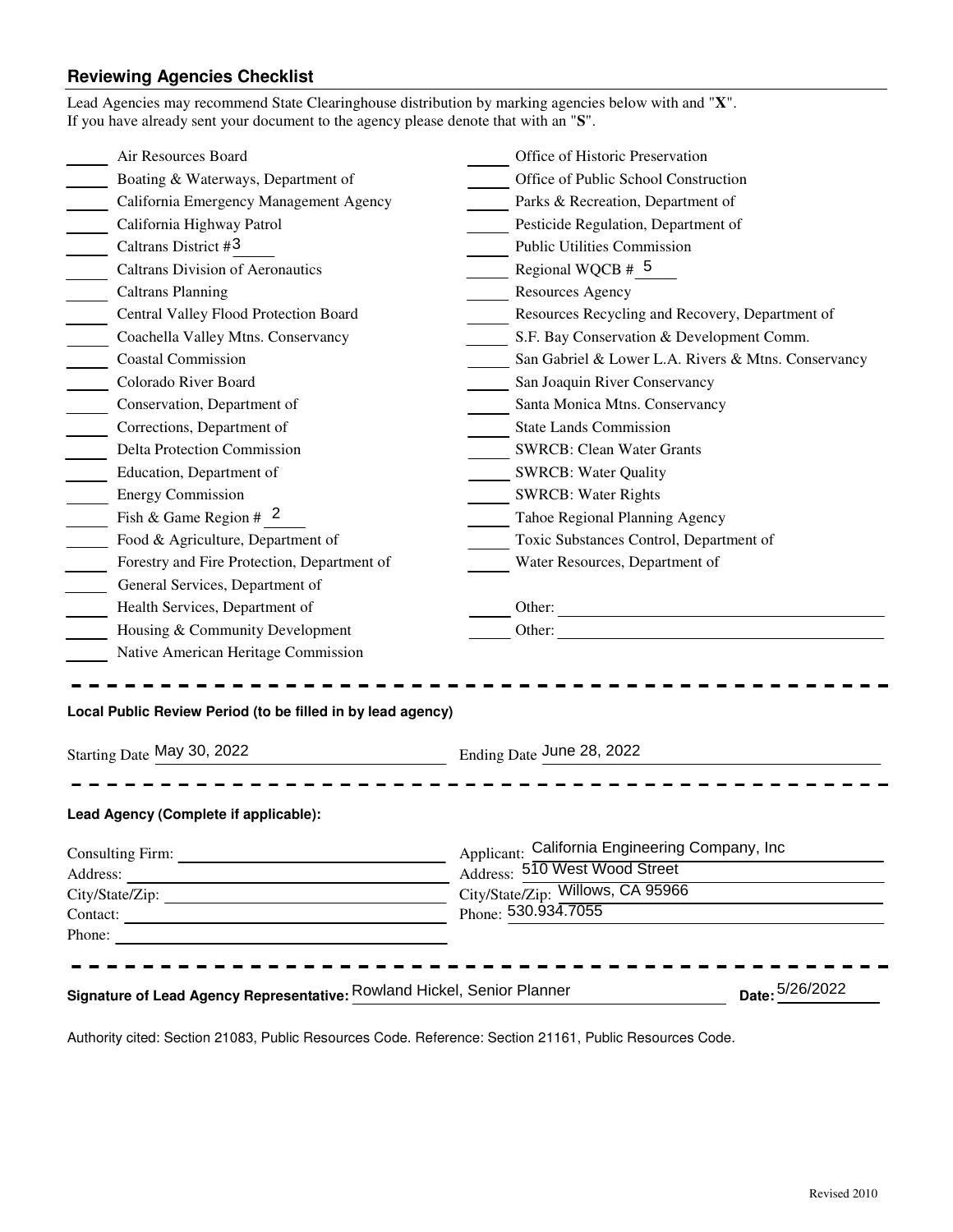## Reviewing Agencies Checklist

Lead Agencies may recommend State Clearinghouse distribution by marking agencies below with and "**X**".
If you have already sent your document to the agency please denote that with an "**S**".

| | | | |
|---|---|---|---|
| ____ | Air Resources Board | ____ | Office of Historic Preservation |
| ____ | Boating & Waterways, Department of | ____ | Office of Public School Construction |
| ____ | California Emergency Management Agency | ____ | Parks & Recreation, Department of |
| ____ | California Highway Patrol | ____ | Pesticide Regulation, Department of |
| ____ | Caltrans District # 3 | ____ | Public Utilities Commission |
| ____ | Caltrans Division of Aeronautics | ____ | Regional WQCB # 5 |
| ____ | Caltrans Planning | ____ | Resources Agency |
| ____ | Central Valley Flood Protection Board | ____ | Resources Recycling and Recovery, Department of |
| ____ | Coachella Valley Mtns. Conservancy | ____ | S.F. Bay Conservation & Development Comm. |
| ____ | Coastal Commission | ____ | San Gabriel & Lower L.A. Rivers & Mtns. Conservancy |
| ____ | Colorado River Board | ____ | San Joaquin River Conservancy |
| ____ | Conservation, Department of | ____ | Santa Monica Mtns. Conservancy |
| ____ | Corrections, Department of | ____ | State Lands Commission |
| ____ | Delta Protection Commission | ____ | SWRCB: Clean Water Grants |
| ____ | Education, Department of | ____ | SWRCB: Water Quality |
| ____ | Energy Commission | ____ | SWRCB: Water Rights |
| ____ | Fish & Game Region # 2 | ____ | Tahoe Regional Planning Agency |
| ____ | Food & Agriculture, Department of | ____ | Toxic Substances Control, Department of |
| ____ | Forestry and Fire Protection, Department of | ____ | Water Resources, Department of |
| ____ | General Services, Department of | | |
| ____ | Health Services, Department of | ____ | Other: |
| ____ | Housing & Community Development | ____ | Other: |
| ____ | Native American Heritage Commission | | |

---

**Local Public Review Period (to be filled in by lead agency)**

Starting Date May 30, 2022 &nbsp;&nbsp;&nbsp;&nbsp; Ending Date June 28, 2022

---

**Lead Agency (Complete if applicable):**

| | |
|---|---|
| Consulting Firm: | Applicant: California Engineering Company, Inc |
| Address: | Address: 510 West Wood Street |
| City/State/Zip: | City/State/Zip: Willows, CA 95966 |
| Contact: | Phone: 530.934.7055 |
| Phone: | |

---

**Signature of Lead Agency Representative:** Rowland Hickel, Senior Planner &nbsp;&nbsp;&nbsp;&nbsp; **Date:** 5/26/2022

Authority cited: Section 21083, Public Resources Code. Reference: Section 21161, Public Resources Code.

Revised 2010